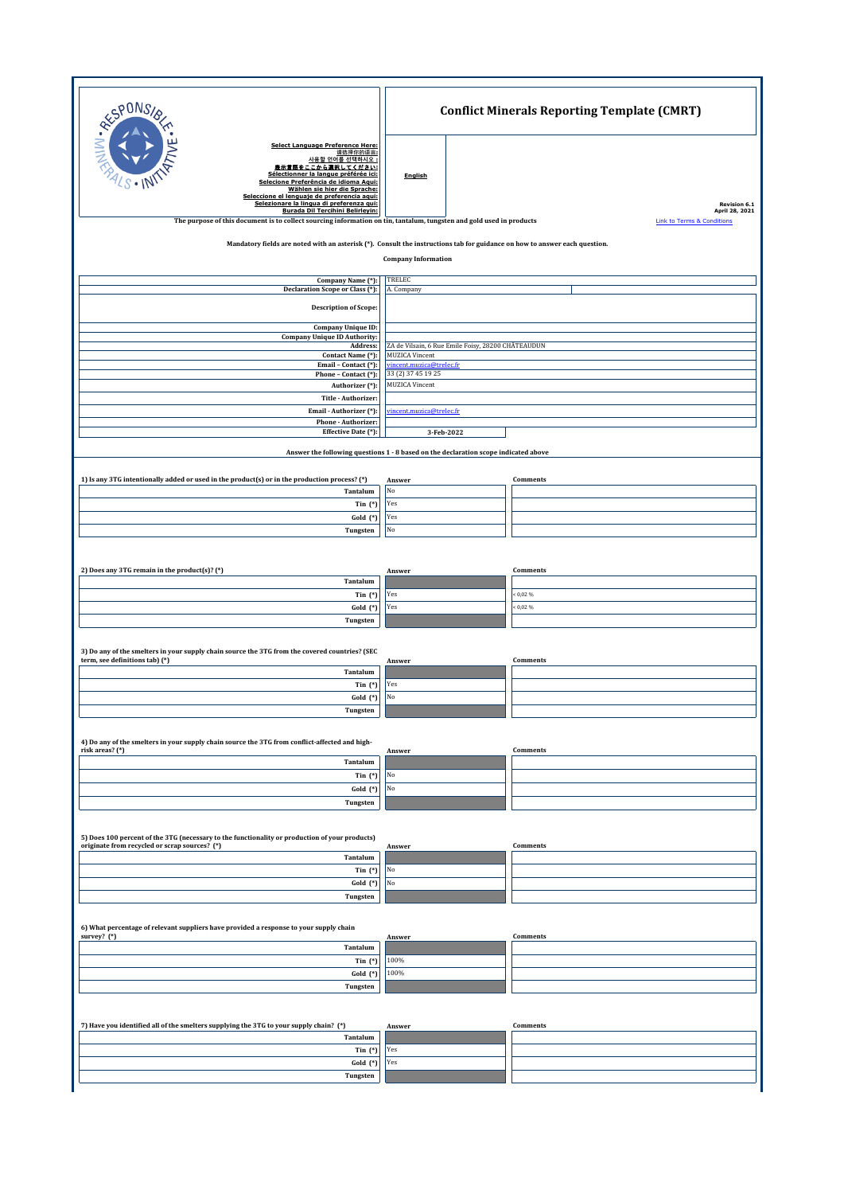# Conflict Minerals Reporting Template (CMRT)

Select Language Preference Here:
請選擇你的語言:
사용할 언어를 선택하시오 :
表示言語をここから選択してください:
Sélectionner la langue préférée ici:
Selecione Preferência de idioma Aqui:
Wählen sie hier die Sprache:
Seleccione el lenguaje de preferencia aqui:
Selezionare la lingua di preferenza qui:
Burada Dil Tercihini Belirleyin:

**English**

Revision 6.1
April 28, 2021

The purpose of this document is to collect sourcing information on tin, tantalum, tungsten and gold used in products

Link to Terms & Conditions

Mandatory fields are noted with an asterisk (*). Consult the instructions tab for guidance on how to answer each question.

## Company Information

| Field | Value |
|---|---|
| Company Name (*): | TRELEC |
| Declaration Scope or Class (*): | A. Company |
| Description of Scope: | |
| Company Unique ID: | |
| Company Unique ID Authority: | |
| Address: | ZA de Vilsain, 6 Rue Emile Foisy, 28200 CHÂTEAUDUN |
| Contact Name (*): | MUZICA Vincent |
| Email – Contact (*): | vincent.muzica@trelec.fr |
| Phone – Contact (*): | 33 (2) 37 45 19 25 |
| Authorizer (*): | MUZICA Vincent |
| Title - Authorizer: | |
| Email - Authorizer (*): | vincent.muzica@trelec.fr |
| Phone - Authorizer: | |
| Effective Date (*): | 3-Feb-2022 |

Answer the following questions 1 - 8 based on the declaration scope indicated above

**1) Is any 3TG intentionally added or used in the product(s) or in the production process? (*)**

| | Answer | Comments |
|---|---|---|
| Tantalum | No | |
| Tin (*) | Yes | |
| Gold (*) | Yes | |
| Tungsten | No | |

**2) Does any 3TG remain in the product(s)? (*)**

| | Answer | Comments |
|---|---|---|
| Tantalum | | |
| Tin (*) | Yes | < 0,02 % |
| Gold (*) | Yes | < 0,02 % |
| Tungsten | | |

**3) Do any of the smelters in your supply chain source the 3TG from the covered countries? (SEC term, see definitions tab) (*)**

| | Answer | Comments |
|---|---|---|
| Tantalum | | |
| Tin (*) | Yes | |
| Gold (*) | No | |
| Tungsten | | |

**4) Do any of the smelters in your supply chain source the 3TG from conflict-affected and high-risk areas? (*)**

| | Answer | Comments |
|---|---|---|
| Tantalum | | |
| Tin (*) | No | |
| Gold (*) | No | |
| Tungsten | | |

**5) Does 100 percent of the 3TG (necessary to the functionality or production of your products) originate from recycled or scrap sources? (*)**

| | Answer | Comments |
|---|---|---|
| Tantalum | | |
| Tin (*) | No | |
| Gold (*) | No | |
| Tungsten | | |

**6) What percentage of relevant suppliers have provided a response to your supply chain survey? (*)**

| | Answer | Comments |
|---|---|---|
| Tantalum | | |
| Tin (*) | 100% | |
| Gold (*) | 100% | |
| Tungsten | | |

**7) Have you identified all of the smelters supplying the 3TG to your supply chain? (*)**

| | Answer | Comments |
|---|---|---|
| Tantalum | | |
| Tin (*) | Yes | |
| Gold (*) | Yes | |
| Tungsten | | |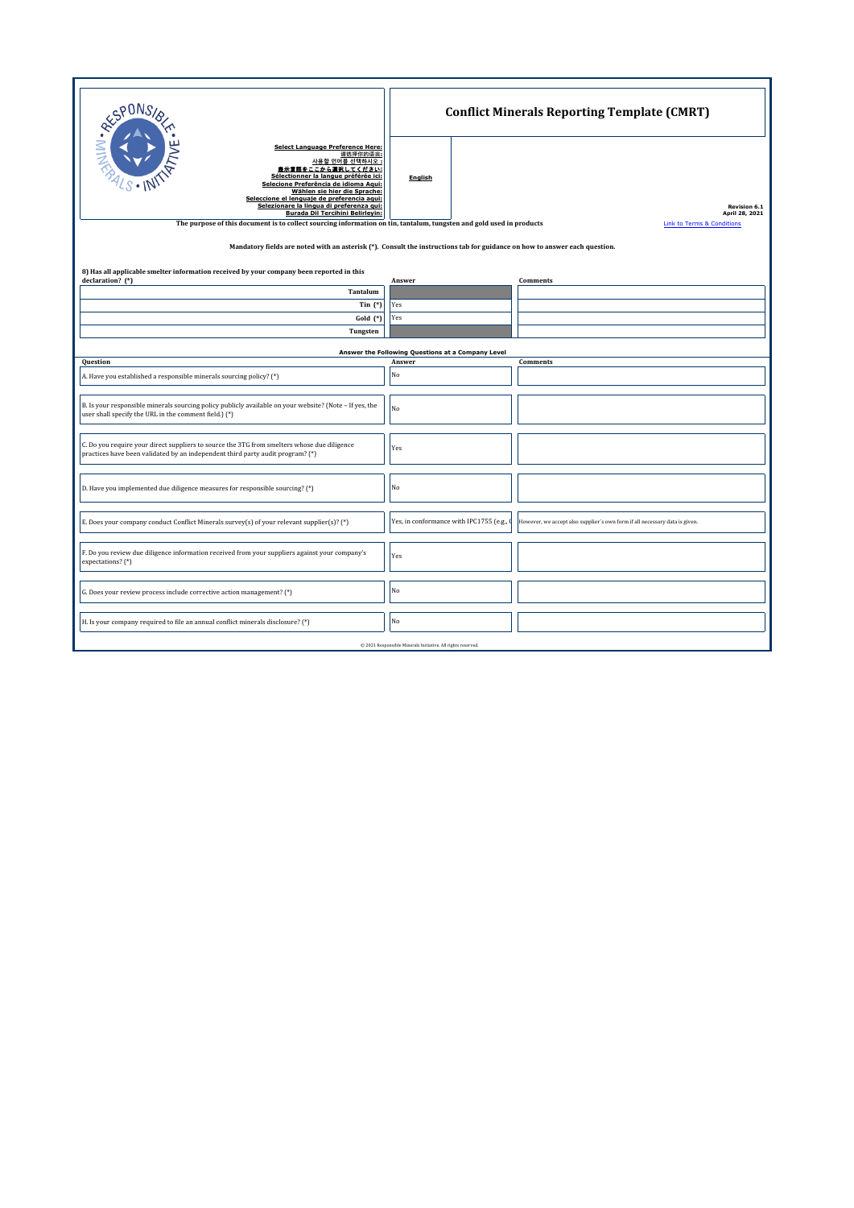# Conflict Minerals Reporting Template (CMRT)

Select Language Preference Here:
请选择你的语言:
사용할 언어를 선택하시오 :
表示言語をここから選択してください:
Sélectionner la langue préférée ici:
Selecione Preferência de idioma Aqui:
Wählen sie hier die Sprache:
Seleccione el lenguaje de preferencia aqui:
Selezionare la lingua di preferenza qui:
Burada Dil Tercihini Belirleyin:

**English**

**Revision 6.1**
**April 28, 2021**

The purpose of this document is to collect sourcing information on tin, tantalum, tungsten and gold used in products

Link to Terms & Conditions

Mandatory fields are noted with an asterisk (*). Consult the instructions tab for guidance on how to answer each question.

| 8) Has all applicable smelter information received by your company been reported in this declaration? (*) | Answer | Comments |
| --- | --- | --- |
| Tantalum | | |
| Tin (*) | Yes | |
| Gold (*) | Yes | |
| Tungsten | | |

**Answer the Following Questions at a Company Level**

| Question | Answer | Comments |
| --- | --- | --- |
| A. Have you established a responsible minerals sourcing policy? (*) | No | |
| B. Is your responsible minerals sourcing policy publicly available on your website? (Note – If yes, the user shall specify the URL in the comment field.) (*) | No | |
| C. Do you require your direct suppliers to source the 3TG from smelters whose due diligence practices have been validated by an independent third party audit program? (*) | Yes | |
| D. Have you implemented due diligence measures for responsible sourcing? (*) | No | |
| E. Does your company conduct Conflict Minerals survey(s) of your relevant supplier(s)? (*) | Yes, in conformance with IPC1755 (e.g., ( | However, we accept also supplier's own form if all necessary data is given. |
| F. Do you review due diligence information received from your suppliers against your company's expectations? (*) | Yes | |
| G. Does your review process include corrective action management? (*) | No | |
| H. Is your company required to file an annual conflict minerals disclosure? (*) | No | |

© 2021 Responsible Minerals Initiative. All rights reserved.